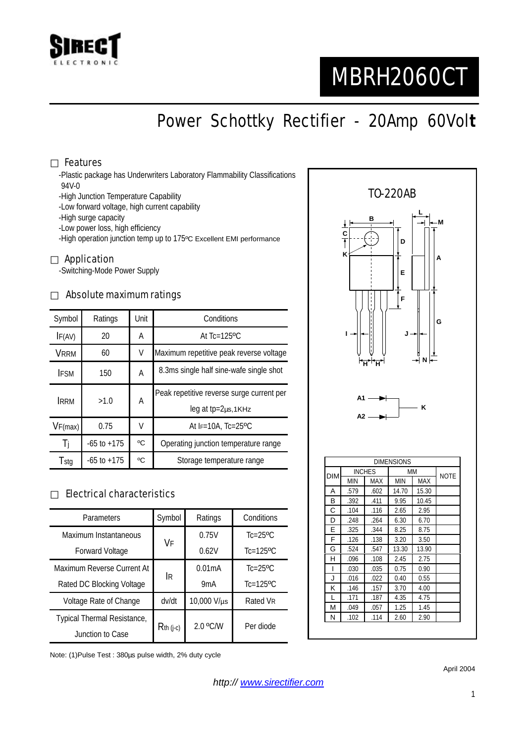# MBRH2060CT

## Power Schottky Rectifier - 20Amp 60Volt

### Features

- Plastic package has Underwriters Laboratory Flammability Classifications 94V-0
- High Junction Temperature Capability
- Low forward voltage, high current capability
- High surge capacity
- Low power loss, high efficiency
- High operation junction temp up to 175ºC Excellent EMI performance

### Application

- Switching-Mode Power Supply

### Absolute maximum ratings

| Symbol | Ratings | Unit | Conditions |
|---|---|---|---|
| $I_{F(AV)}$ | 20 | A | At Tc=125ºC |
| $V_{RRM}$ | 60 | V | Maximum repetitive peak reverse voltage |
| $I_{FSM}$ | 150 | A | 8.3ms single half sine-wafe single shot |
| $I_{RRM}$ | >1.0 | A | Peak repetitive reverse surge current per leg at tp=2μs,1KHz |
| $V_{F(max)}$ | 0.75 | V | At $I_F$=10A, Tc=25ºC |
| $T_j$ | -65 to +175 | ºC | Operating junction temperature range |
| $T_{stg}$ | -65 to +175 | ºC | Storage temperature range |

### Electrical characteristics

| Parameters | Symbol | Ratings | Conditions |
|---|---|---|---|
| Maximum Instantaneous Forward Voltage | $V_F$ | 0.75V | Tc=25ºC |
| | | 0.62V | Tc=125ºC |
| Maximum Reverse Current At Rated DC Blocking Voltage | $I_R$ | 0.01mA | Tc=25ºC |
| | | 9mA | Tc=125ºC |
| Voltage Rate of Change | dv/dt | 10,000 V/μs | Rated $V_R$ |
| Typical Thermal Resistance, Junction to Case | $R_{th\ (j-c)}$ | 2.0 ºC/W | Per diode |

Note: (1)Pulse Test : 380μs pulse width, 2% duty cycle

TO-220AB

| DIM | INCHES MIN | INCHES MAX | MM MIN | MM MAX | NOTE |
|---|---|---|---|---|---|
| A | .579 | .602 | 14.70 | 15.30 | |
| B | .392 | .411 | 9.95 | 10.45 | |
| C | .104 | .116 | 2.65 | 2.95 | |
| D | .248 | .264 | 6.30 | 6.70 | |
| E | .325 | .344 | 8.25 | 8.75 | |
| F | .126 | .138 | 3.20 | 3.50 | |
| G | .524 | .547 | 13.30 | 13.90 | |
| H | .096 | .108 | 2.45 | 2.75 | |
| I | .030 | .035 | 0.75 | 0.90 | |
| J | .016 | .022 | 0.40 | 0.55 | |
| K | .146 | .157 | 3.70 | 4.00 | |
| L | .171 | .187 | 4.35 | 4.75 | |
| M | .049 | .057 | 1.25 | 1.45 | |
| N | .102 | .114 | 2.60 | 2.90 | |

April 2004

*http:// www.sirectifier.com*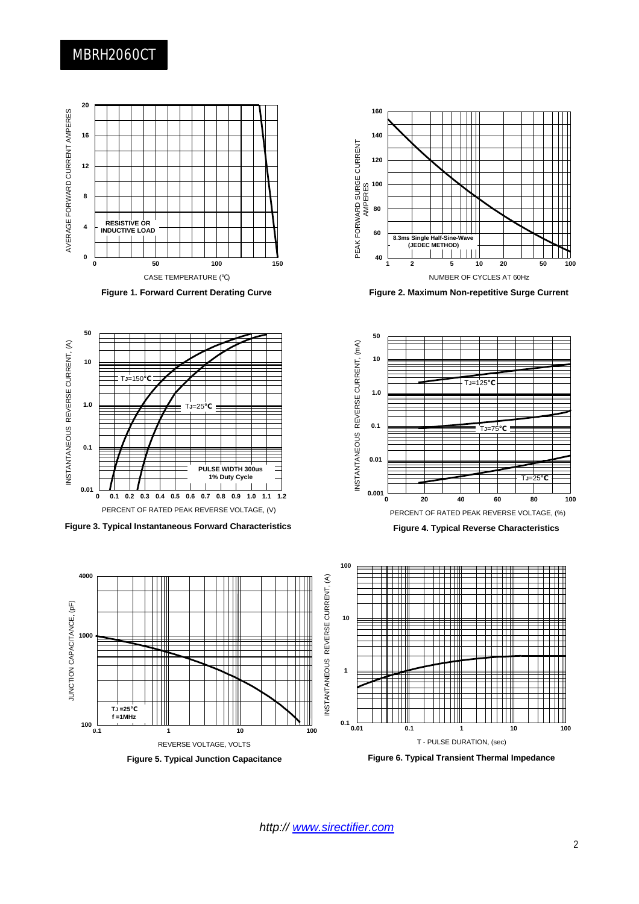# MBRH2060CT

AVERAGE FORWARD CURRENT AMPERES

20
16
12
8
4
0

RESISTIVE OR
INDUCTIVE LOAD

0 50 100 150

CASE TEMPERATURE (℃)

**Figure 1. Forward Current Derating Curve**

PEAK FORWARD SURGE CURRENT AMPERES

160
140
120
100
80
60
40

8.3ms Single Half-Sine-Wave
(JEDEC METHOD)

1 2 5 10 20 50 100

NUMBER OF CYCLES AT 60Hz

**Figure 2. Maximum Non-repetitive Surge Current**

INSTANTANEOUS REVERSE CURRENT, (A)

50
10
1.0
0.1
0.01

TJ=150℃

TJ=25℃

PULSE WIDTH 300us
1% Duty Cycle

0 0.1 0.2 0.3 0.4 0.5 0.6 0.7 0.8 0.9 1.0 1.1 1.2

PERCENT OF RATED PEAK REVERSE VOLTAGE, (V)

**Figure 3. Typical Instantaneous Forward Characteristics**

INSTANTANEOUS REVERSE CURRENT, (mA)

50
10
1.0
0.1
0.01
0.001

TJ=125℃

TJ=75℃

TJ=25℃

0 20 40 60 80 100

PERCENT OF RATED PEAK REVERSE VOLTAGE, (%)

**Figure 4. Typical Reverse Characteristics**

JUNCTION CAPACITANCE, (pF)

4000
1000
100

TJ =25℃
f =1MHz

0.1 1 10 100

REVERSE VOLTAGE, VOLTS

**Figure 5. Typical Junction Capacitance**

INSTANTANEOUS REVERSE CURRENT, (A)

100
10
1
0.1

0.01 0.1 1 10 100

T - PULSE DURATION, (sec)

**Figure 6. Typical Transient Thermal Impedance**

*http:// www.sirectifier.com*